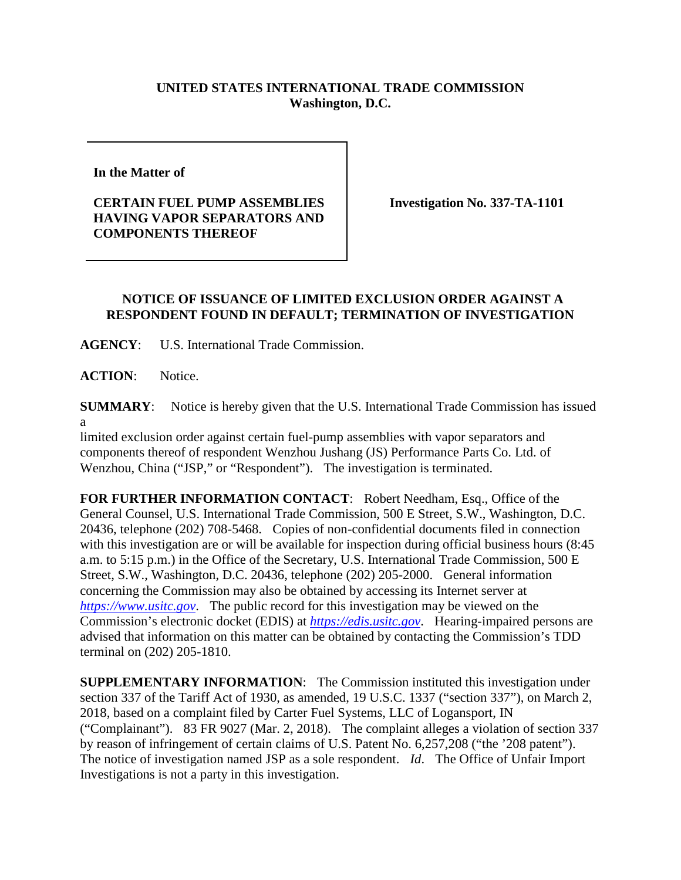**UNITED STATES INTERNATIONAL TRADE COMMISSION**
**Washington, D.C.**

**In the Matter of**

**CERTAIN FUEL PUMP ASSEMBLIES HAVING VAPOR SEPARATORS AND COMPONENTS THEREOF**

**Investigation No. 337-TA-1101**

**NOTICE OF ISSUANCE OF LIMITED EXCLUSION ORDER AGAINST A RESPONDENT FOUND IN DEFAULT; TERMINATION OF INVESTIGATION**

**AGENCY**: U.S. International Trade Commission.

**ACTION**: Notice.

**SUMMARY**: Notice is hereby given that the U.S. International Trade Commission has issued a limited exclusion order against certain fuel-pump assemblies with vapor separators and components thereof of respondent Wenzhou Jushang (JS) Performance Parts Co. Ltd. of Wenzhou, China ("JSP," or "Respondent"). The investigation is terminated.

**FOR FURTHER INFORMATION CONTACT**: Robert Needham, Esq., Office of the General Counsel, U.S. International Trade Commission, 500 E Street, S.W., Washington, D.C. 20436, telephone (202) 708-5468. Copies of non-confidential documents filed in connection with this investigation are or will be available for inspection during official business hours (8:45 a.m. to 5:15 p.m.) in the Office of the Secretary, U.S. International Trade Commission, 500 E Street, S.W., Washington, D.C. 20436, telephone (202) 205-2000. General information concerning the Commission may also be obtained by accessing its Internet server at *https://www.usitc.gov*. The public record for this investigation may be viewed on the Commission's electronic docket (EDIS) at *https://edis.usitc.gov*. Hearing-impaired persons are advised that information on this matter can be obtained by contacting the Commission's TDD terminal on (202) 205-1810.

**SUPPLEMENTARY INFORMATION**: The Commission instituted this investigation under section 337 of the Tariff Act of 1930, as amended, 19 U.S.C. 1337 ("section 337"), on March 2, 2018, based on a complaint filed by Carter Fuel Systems, LLC of Logansport, IN ("Complainant"). 83 FR 9027 (Mar. 2, 2018). The complaint alleges a violation of section 337 by reason of infringement of certain claims of U.S. Patent No. 6,257,208 ("the '208 patent"). The notice of investigation named JSP as a sole respondent. *Id*. The Office of Unfair Import Investigations is not a party in this investigation.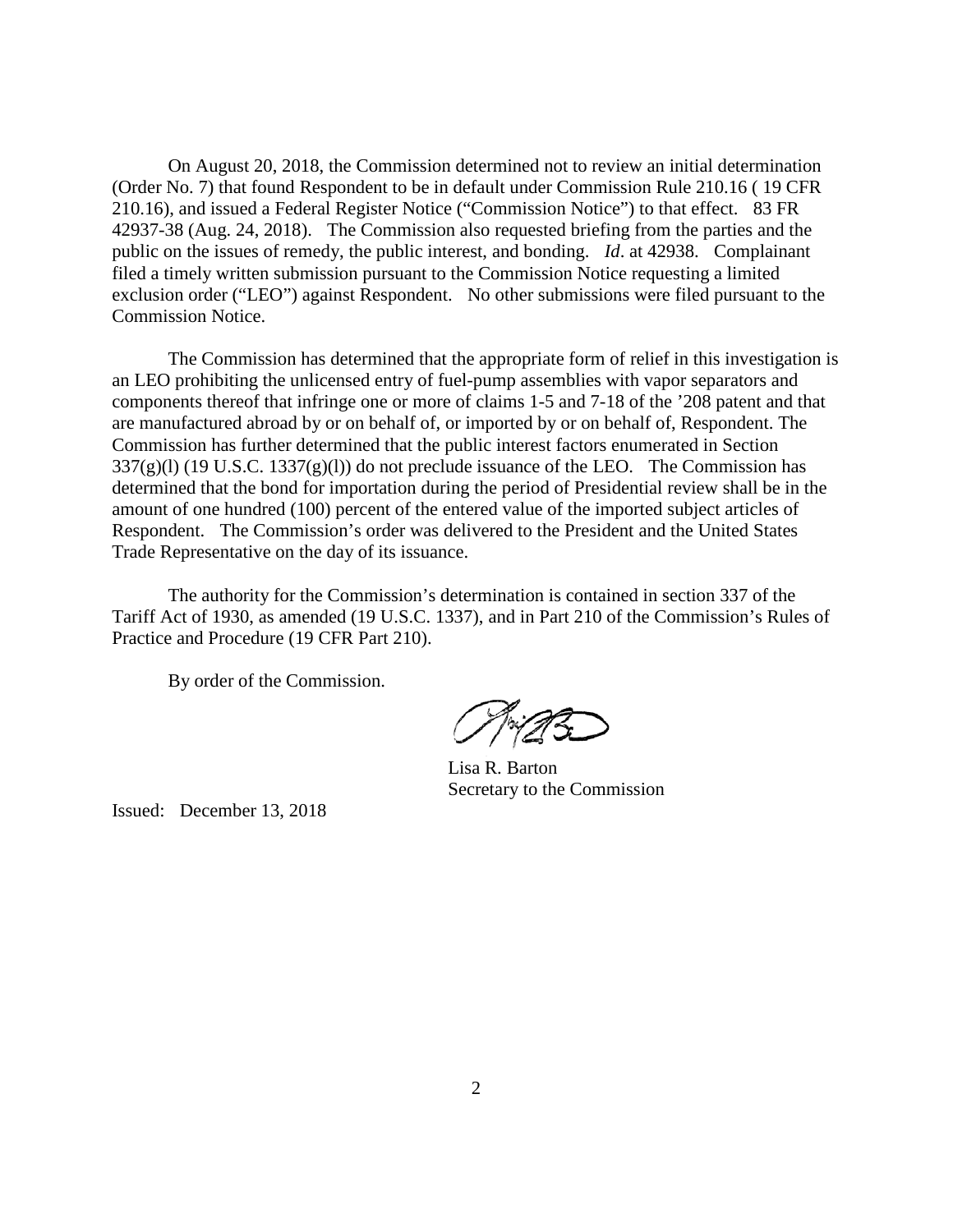On August 20, 2018, the Commission determined not to review an initial determination (Order No. 7) that found Respondent to be in default under Commission Rule 210.16 ( 19 CFR 210.16), and issued a Federal Register Notice ("Commission Notice") to that effect. 83 FR 42937-38 (Aug. 24, 2018). The Commission also requested briefing from the parties and the public on the issues of remedy, the public interest, and bonding. *Id*. at 42938. Complainant filed a timely written submission pursuant to the Commission Notice requesting a limited exclusion order ("LEO") against Respondent. No other submissions were filed pursuant to the Commission Notice.

The Commission has determined that the appropriate form of relief in this investigation is an LEO prohibiting the unlicensed entry of fuel-pump assemblies with vapor separators and components thereof that infringe one or more of claims 1-5 and 7-18 of the '208 patent and that are manufactured abroad by or on behalf of, or imported by or on behalf of, Respondent. The Commission has further determined that the public interest factors enumerated in Section 337(g)(l) (19 U.S.C. 1337(g)(l)) do not preclude issuance of the LEO. The Commission has determined that the bond for importation during the period of Presidential review shall be in the amount of one hundred (100) percent of the entered value of the imported subject articles of Respondent. The Commission's order was delivered to the President and the United States Trade Representative on the day of its issuance.

The authority for the Commission's determination is contained in section 337 of the Tariff Act of 1930, as amended (19 U.S.C. 1337), and in Part 210 of the Commission's Rules of Practice and Procedure (19 CFR Part 210).

By order of the Commission.

Lisa R. Barton
Secretary to the Commission

Issued: December 13, 2018